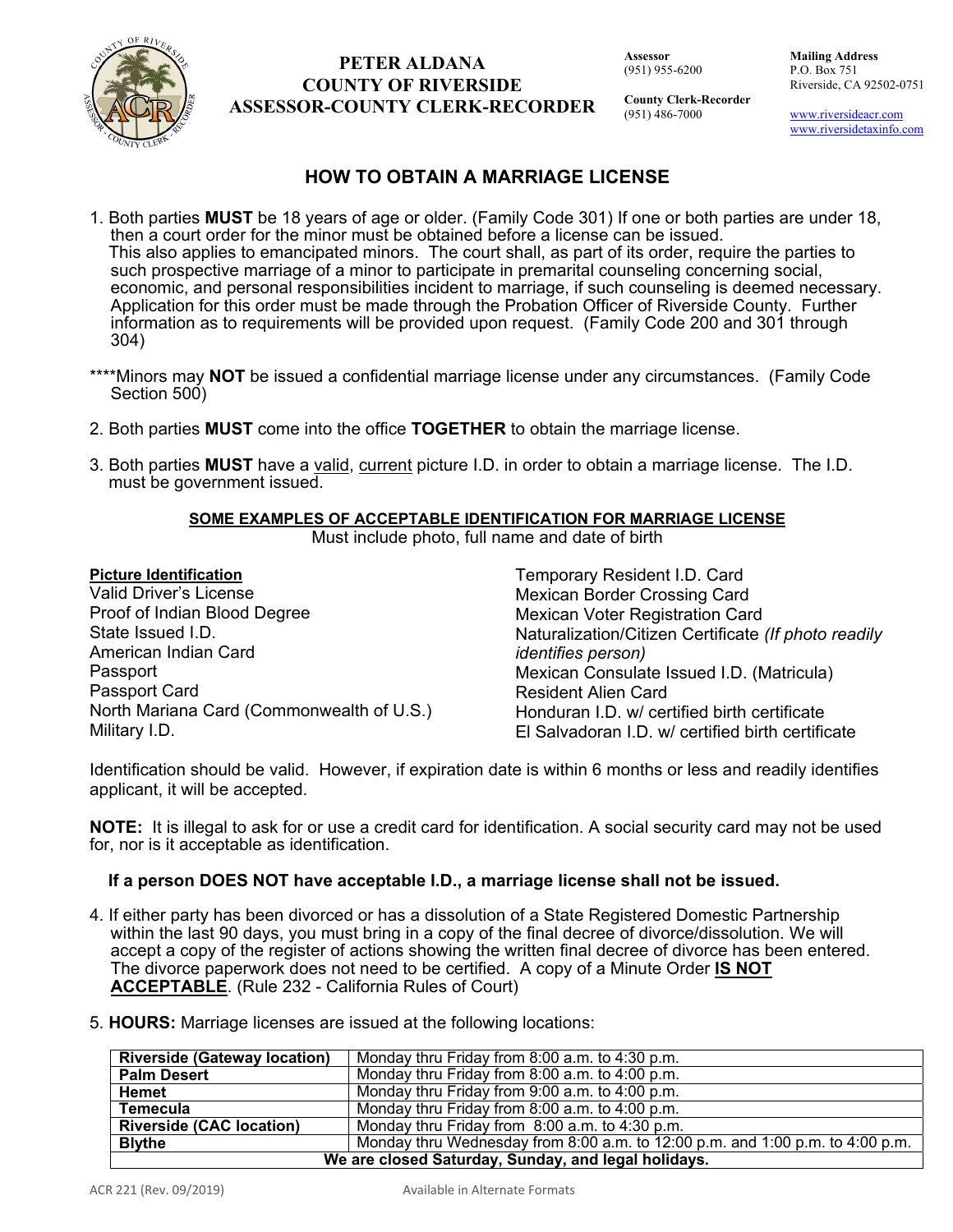**PETER ALDANA**
**COUNTY OF RIVERSIDE**
**ASSESSOR-COUNTY CLERK-RECORDER**

**Assessor**
(951) 955-6200

**County Clerk-Recorder**
(951) 486-7000

**Mailing Address**
P.O. Box 751
Riverside, CA 92502-0751

www.riversideacr.com
www.riversidetaxinfo.com

# HOW TO OBTAIN A MARRIAGE LICENSE

1. Both parties **MUST** be 18 years of age or older. (Family Code 301) If one or both parties are under 18, then a court order for the minor must be obtained before a license can be issued. This also applies to emancipated minors. The court shall, as part of its order, require the parties to such prospective marriage of a minor to participate in premarital counseling concerning social, economic, and personal responsibilities incident to marriage, if such counseling is deemed necessary. Application for this order must be made through the Probation Officer of Riverside County. Further information as to requirements will be provided upon request. (Family Code 200 and 301 through 304)

****Minors may **NOT** be issued a confidential marriage license under any circumstances. (Family Code Section 500)

2. Both parties **MUST** come into the office **TOGETHER** to obtain the marriage license.

3. Both parties **MUST** have a valid, current picture I.D. in order to obtain a marriage license. The I.D. must be government issued.

**SOME EXAMPLES OF ACCEPTABLE IDENTIFICATION FOR MARRIAGE LICENSE**
Must include photo, full name and date of birth

**Picture Identification**
Valid Driver's License
Proof of Indian Blood Degree
State Issued I.D.
American Indian Card
Passport
Passport Card
North Mariana Card (Commonwealth of U.S.)
Military I.D.
Temporary Resident I.D. Card
Mexican Border Crossing Card
Mexican Voter Registration Card
Naturalization/Citizen Certificate *(If photo readily identifies person)*
Mexican Consulate Issued I.D. (Matricula)
Resident Alien Card
Honduran I.D. w/ certified birth certificate
El Salvadoran I.D. w/ certified birth certificate

Identification should be valid. However, if expiration date is within 6 months or less and readily identifies applicant, it will be accepted.

**NOTE:** It is illegal to ask for or use a credit card for identification. A social security card may not be used for, nor is it acceptable as identification.

**If a person DOES NOT have acceptable I.D., a marriage license shall not be issued.**

4. If either party has been divorced or has a dissolution of a State Registered Domestic Partnership within the last 90 days, you must bring in a copy of the final decree of divorce/dissolution. We will accept a copy of the register of actions showing the written final decree of divorce has been entered. The divorce paperwork does not need to be certified. A copy of a Minute Order **IS NOT ACCEPTABLE**. (Rule 232 - California Rules of Court)

5. **HOURS:** Marriage licenses are issued at the following locations:

| Location | Hours |
|---|---|
| **Riverside (Gateway location)** | Monday thru Friday from 8:00 a.m. to 4:30 p.m. |
| **Palm Desert** | Monday thru Friday from 8:00 a.m. to 4:00 p.m. |
| **Hemet** | Monday thru Friday from 9:00 a.m. to 4:00 p.m. |
| **Temecula** | Monday thru Friday from 8:00 a.m. to 4:00 p.m. |
| **Riverside (CAC location)** | Monday thru Friday from 8:00 a.m. to 4:30 p.m. |
| **Blythe** | Monday thru Wednesday from 8:00 a.m. to 12:00 p.m. and 1:00 p.m. to 4:00 p.m. |
| **We are closed Saturday, Sunday, and legal holidays.** | |

ACR 221 (Rev. 09/2019) Available in Alternate Formats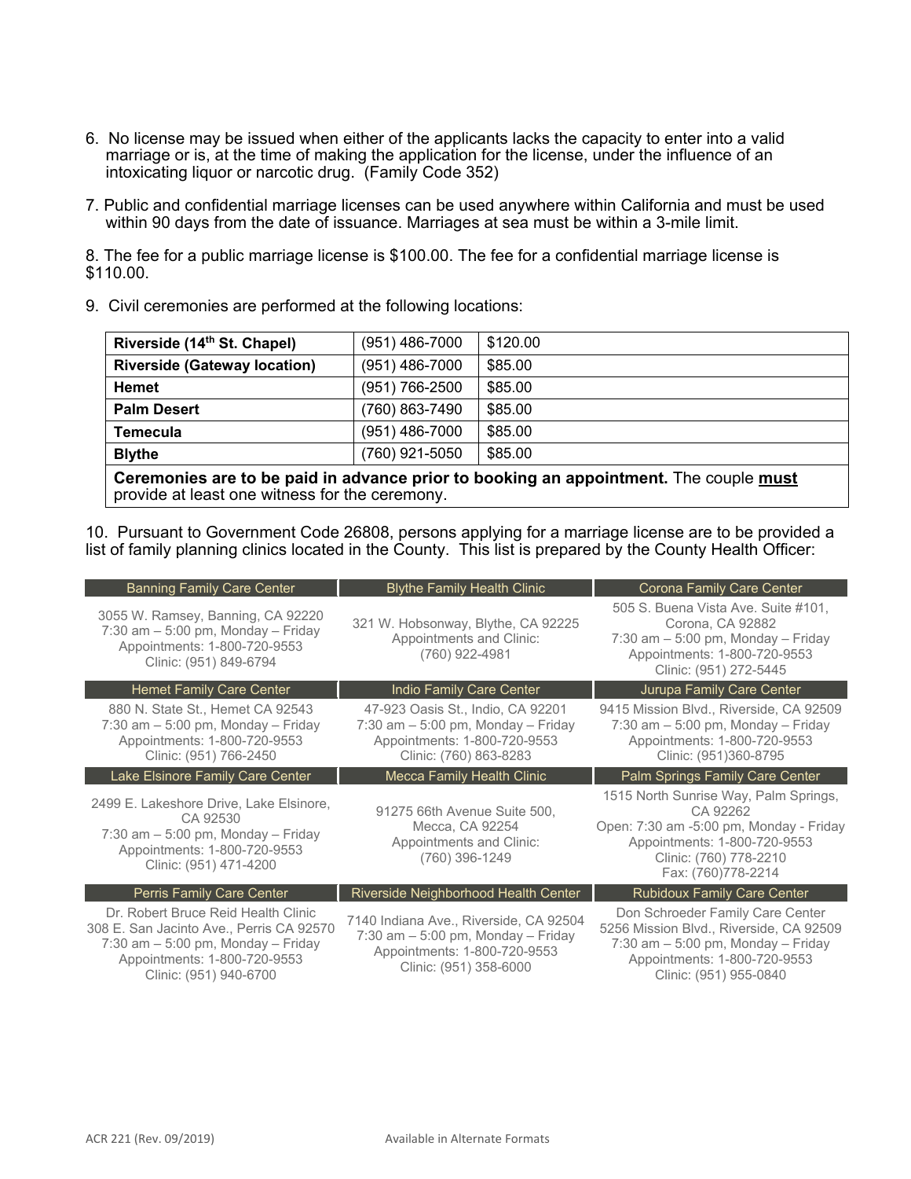6. No license may be issued when either of the applicants lacks the capacity to enter into a valid marriage or is, at the time of making the application for the license, under the influence of an intoxicating liquor or narcotic drug. (Family Code 352)

7. Public and confidential marriage licenses can be used anywhere within California and must be used within 90 days from the date of issuance. Marriages at sea must be within a 3-mile limit.

8. The fee for a public marriage license is $100.00. The fee for a confidential marriage license is $110.00.

9. Civil ceremonies are performed at the following locations:

| | | |
|---|---|---|
| **Riverside (14th St. Chapel)** | (951) 486-7000 | $120.00 |
| **Riverside (Gateway location)** | (951) 486-7000 | $85.00 |
| **Hemet** | (951) 766-2500 | $85.00 |
| **Palm Desert** | (760) 863-7490 | $85.00 |
| **Temecula** | (951) 486-7000 | $85.00 |
| **Blythe** | (760) 921-5050 | $85.00 |
| **Ceremonies are to be paid in advance prior to booking an appointment.** The couple **must** provide at least one witness for the ceremony. | | |

10. Pursuant to Government Code 26808, persons applying for a marriage license are to be provided a list of family planning clinics located in the County. This list is prepared by the County Health Officer:

| Banning Family Care Center | Blythe Family Health Clinic | Corona Family Care Center |
|---|---|---|
| 3055 W. Ramsey, Banning, CA 92220<br>7:30 am – 5:00 pm, Monday – Friday<br>Appointments: 1-800-720-9553<br>Clinic: (951) 849-6794 | 321 W. Hobsonway, Blythe, CA 92225<br>Appointments and Clinic:<br>(760) 922-4981 | 505 S. Buena Vista Ave. Suite #101, Corona, CA 92882<br>7:30 am – 5:00 pm, Monday – Friday<br>Appointments: 1-800-720-9553<br>Clinic: (951) 272-5445 |
| **Hemet Family Care Center** | **Indio Family Care Center** | **Jurupa Family Care Center** |
| 880 N. State St., Hemet CA 92543<br>7:30 am – 5:00 pm, Monday – Friday<br>Appointments: 1-800-720-9553<br>Clinic: (951) 766-2450 | 47-923 Oasis St., Indio, CA 92201<br>7:30 am – 5:00 pm, Monday – Friday<br>Appointments: 1-800-720-9553<br>Clinic: (760) 863-8283 | 9415 Mission Blvd., Riverside, CA 92509<br>7:30 am – 5:00 pm, Monday – Friday<br>Appointments: 1-800-720-9553<br>Clinic: (951)360-8795 |
| **Lake Elsinore Family Care Center** | **Mecca Family Health Clinic** | **Palm Springs Family Care Center** |
| 2499 E. Lakeshore Drive, Lake Elsinore, CA 92530<br>7:30 am – 5:00 pm, Monday – Friday<br>Appointments: 1-800-720-9553<br>Clinic: (951) 471-4200 | 91275 66th Avenue Suite 500, Mecca, CA 92254<br>Appointments and Clinic:<br>(760) 396-1249 | 1515 North Sunrise Way, Palm Springs, CA 92262<br>Open: 7:30 am -5:00 pm, Monday - Friday<br>Appointments: 1-800-720-9553<br>Clinic: (760) 778-2210<br>Fax: (760)778-2214 |
| **Perris Family Care Center** | **Riverside Neighborhood Health Center** | **Rubidoux Family Care Center** |
| Dr. Robert Bruce Reid Health Clinic<br>308 E. San Jacinto Ave., Perris CA 92570<br>7:30 am – 5:00 pm, Monday – Friday<br>Appointments: 1-800-720-9553<br>Clinic: (951) 940-6700 | 7140 Indiana Ave., Riverside, CA 92504<br>7:30 am – 5:00 pm, Monday – Friday<br>Appointments: 1-800-720-9553<br>Clinic: (951) 358-6000 | Don Schroeder Family Care Center<br>5256 Mission Blvd., Riverside, CA 92509<br>7:30 am – 5:00 pm, Monday – Friday<br>Appointments: 1-800-720-9553<br>Clinic: (951) 955-0840 |

ACR 221 (Rev. 09/2019) Available in Alternate Formats